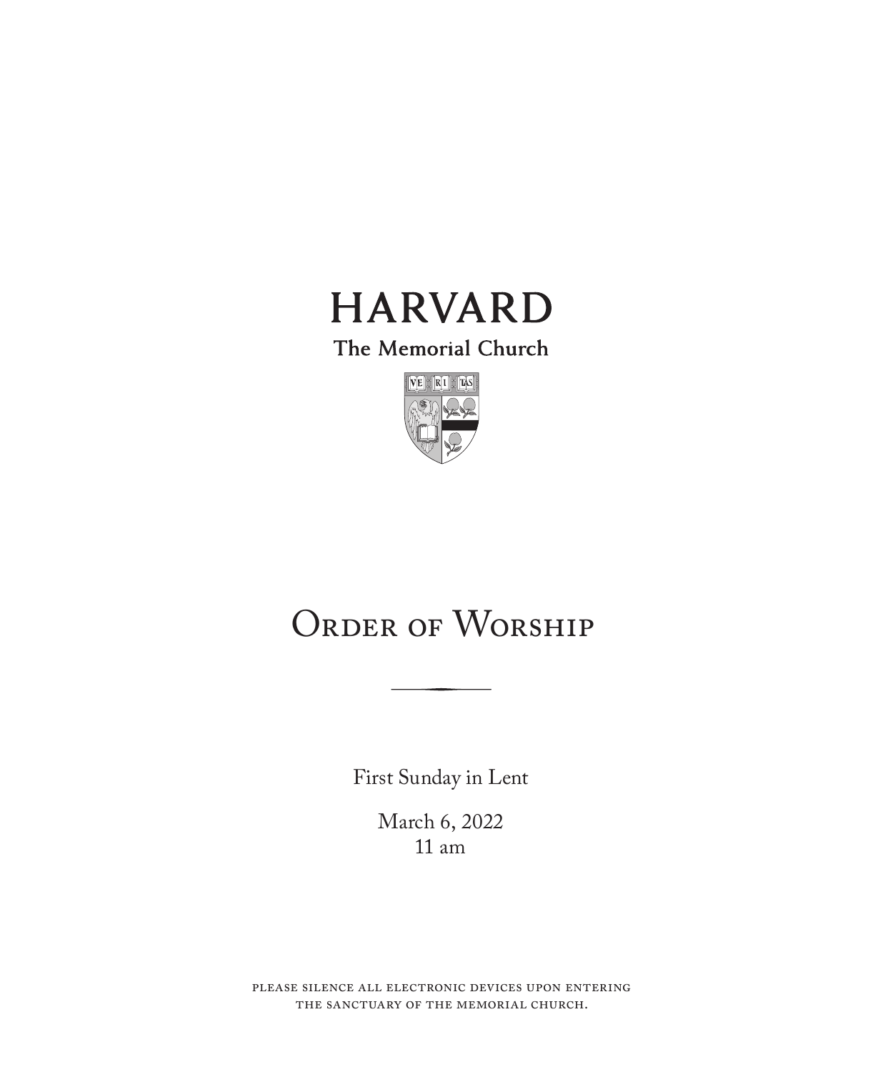# HARVARD

The Memorial Church

# Order of Worship

First Sunday in Lent

March 6, 2022
11 am

please silence all electronic devices upon entering the sanctuary of the memorial church.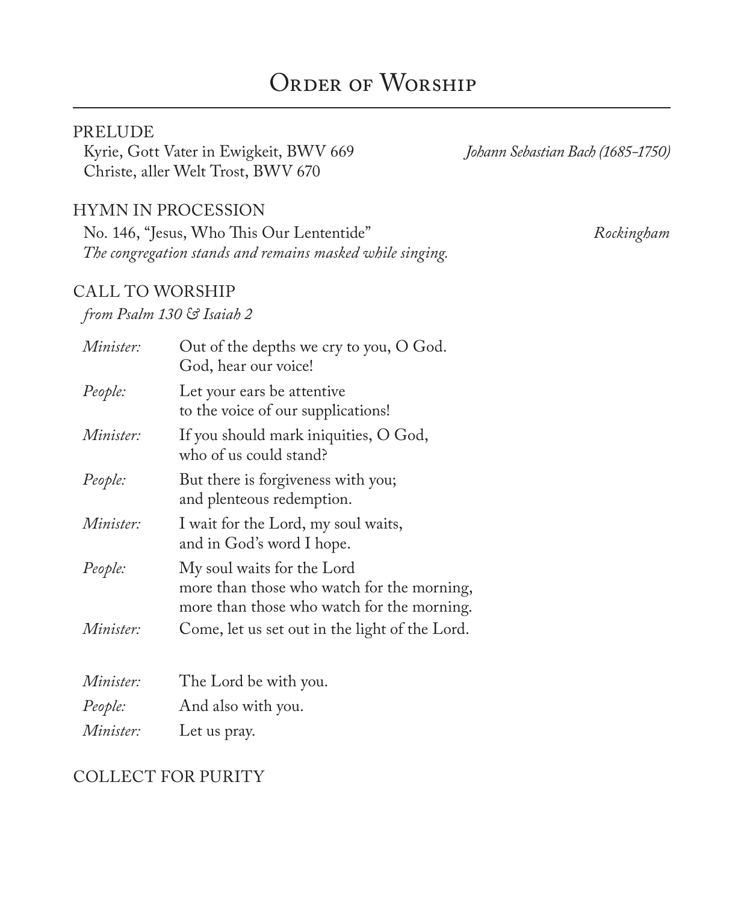# Order of Worship

PRELUDE

Kyrie, Gott Vater in Ewigkeit, BWV 669 — *Johann Sebastian Bach (1685-1750)*
Christe, aller Welt Trost, BWV 670

HYMN IN PROCESSION

No. 146, "Jesus, Who This Our Lententide" — *Rockingham*
*The congregation stands and remains masked while singing.*

CALL TO WORSHIP

*from Psalm 130 & Isaiah 2*

*Minister:* Out of the depths we cry to you, O God.
God, hear our voice!

*People:* Let your ears be attentive
to the voice of our supplications!

*Minister:* If you should mark iniquities, O God,
who of us could stand?

*People:* But there is forgiveness with you;
and plenteous redemption.

*Minister:* I wait for the Lord, my soul waits,
and in God's word I hope.

*People:* My soul waits for the Lord
more than those who watch for the morning,
more than those who watch for the morning.

*Minister:* Come, let us set out in the light of the Lord.

*Minister:* The Lord be with you.

*People:* And also with you.

*Minister:* Let us pray.

COLLECT FOR PURITY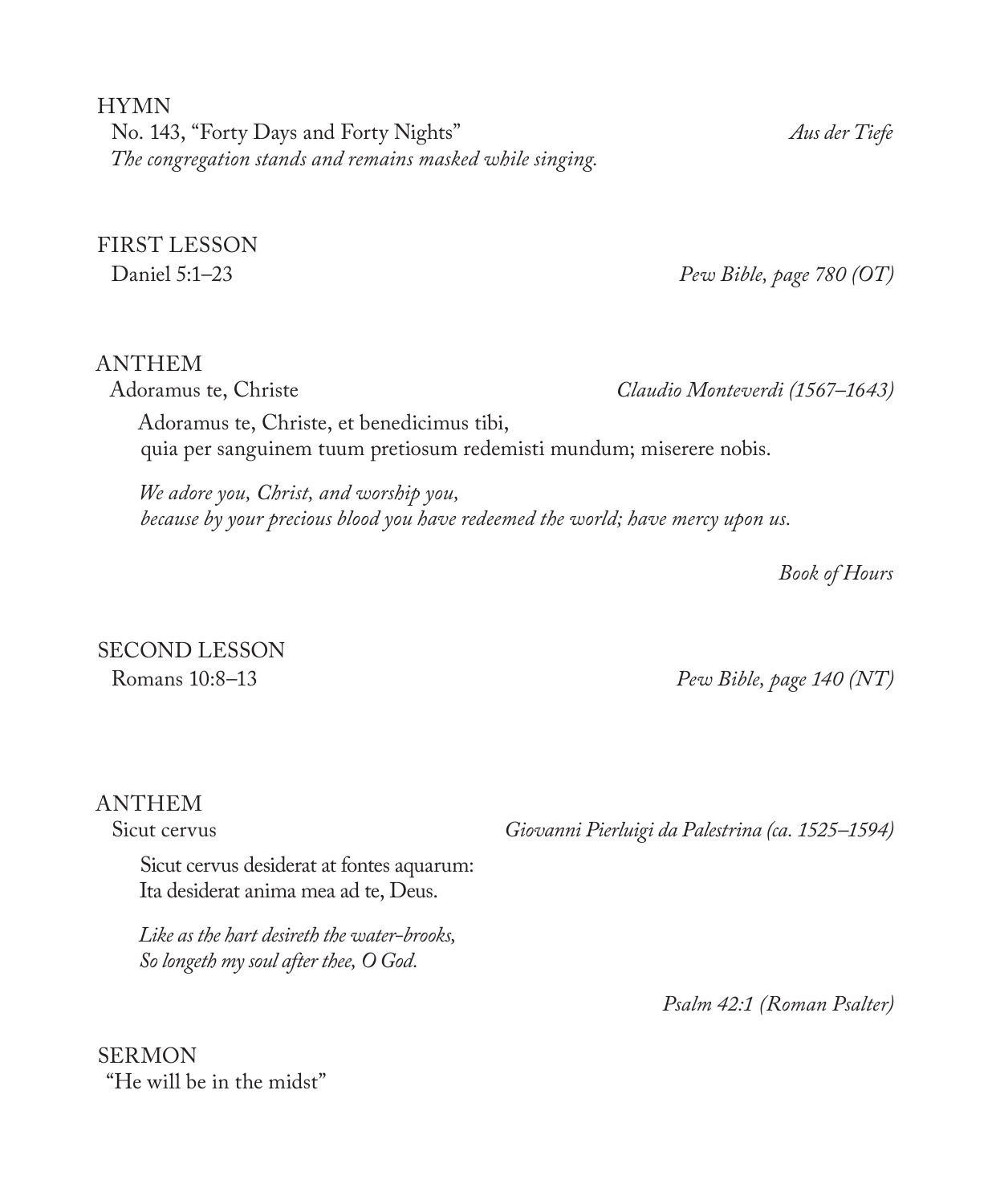## HYMN

No. 143, "Forty Days and Forty Nights" *Aus der Tiefe*

*The congregation stands and remains masked while singing.*

## FIRST LESSON

Daniel 5:1–23 *Pew Bible, page 780 (OT)*

## ANTHEM

Adoramus te, Christe *Claudio Monteverdi (1567–1643)*

Adoramus te, Christe, et benedicimus tibi,
quia per sanguinem tuum pretiosum redemisti mundum; miserere nobis.

*We adore you, Christ, and worship you,*
*because by your precious blood you have redeemed the world; have mercy upon us.*

*Book of Hours*

## SECOND LESSON

Romans 10:8–13 *Pew Bible, page 140 (NT)*

## ANTHEM

Sicut cervus *Giovanni Pierluigi da Palestrina (ca. 1525–1594)*

Sicut cervus desiderat at fontes aquarum:
Ita desiderat anima mea ad te, Deus.

*Like as the hart desireth the water-brooks,*
*So longeth my soul after thee, O God.*

*Psalm 42:1 (Roman Psalter)*

## SERMON

"He will be in the midst"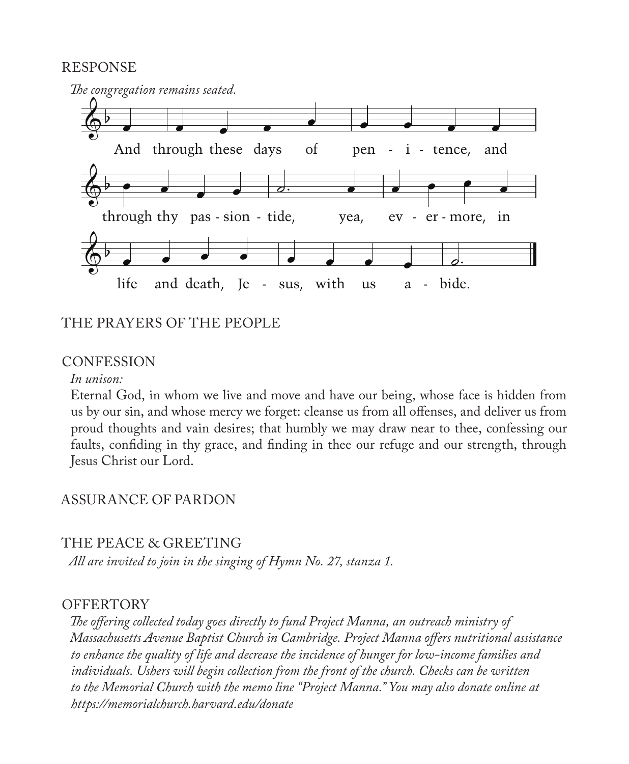## RESPONSE

*The congregation remains seated.*

And through these days of pen - i - tence, and
through thy pas - sion - tide, yea, ev - er - more, in
life and death, Je - sus, with us a - bide.

## THE PRAYERS OF THE PEOPLE

## CONFESSION

*In unison:*

Eternal God, in whom we live and move and have our being, whose face is hidden from us by our sin, and whose mercy we forget: cleanse us from all offenses, and deliver us from proud thoughts and vain desires; that humbly we may draw near to thee, confessing our faults, confiding in thy grace, and finding in thee our refuge and our strength, through Jesus Christ our Lord.

## ASSURANCE OF PARDON

## THE PEACE & GREETING

*All are invited to join in the singing of Hymn No. 27, stanza 1.*

## OFFERTORY

*The offering collected today goes directly to fund Project Manna, an outreach ministry of Massachusetts Avenue Baptist Church in Cambridge. Project Manna offers nutritional assistance to enhance the quality of life and decrease the incidence of hunger for low-income families and individuals. Ushers will begin collection from the front of the church. Checks can be written to the Memorial Church with the memo line "Project Manna." You may also donate online at https://memorialchurch.harvard.edu/donate*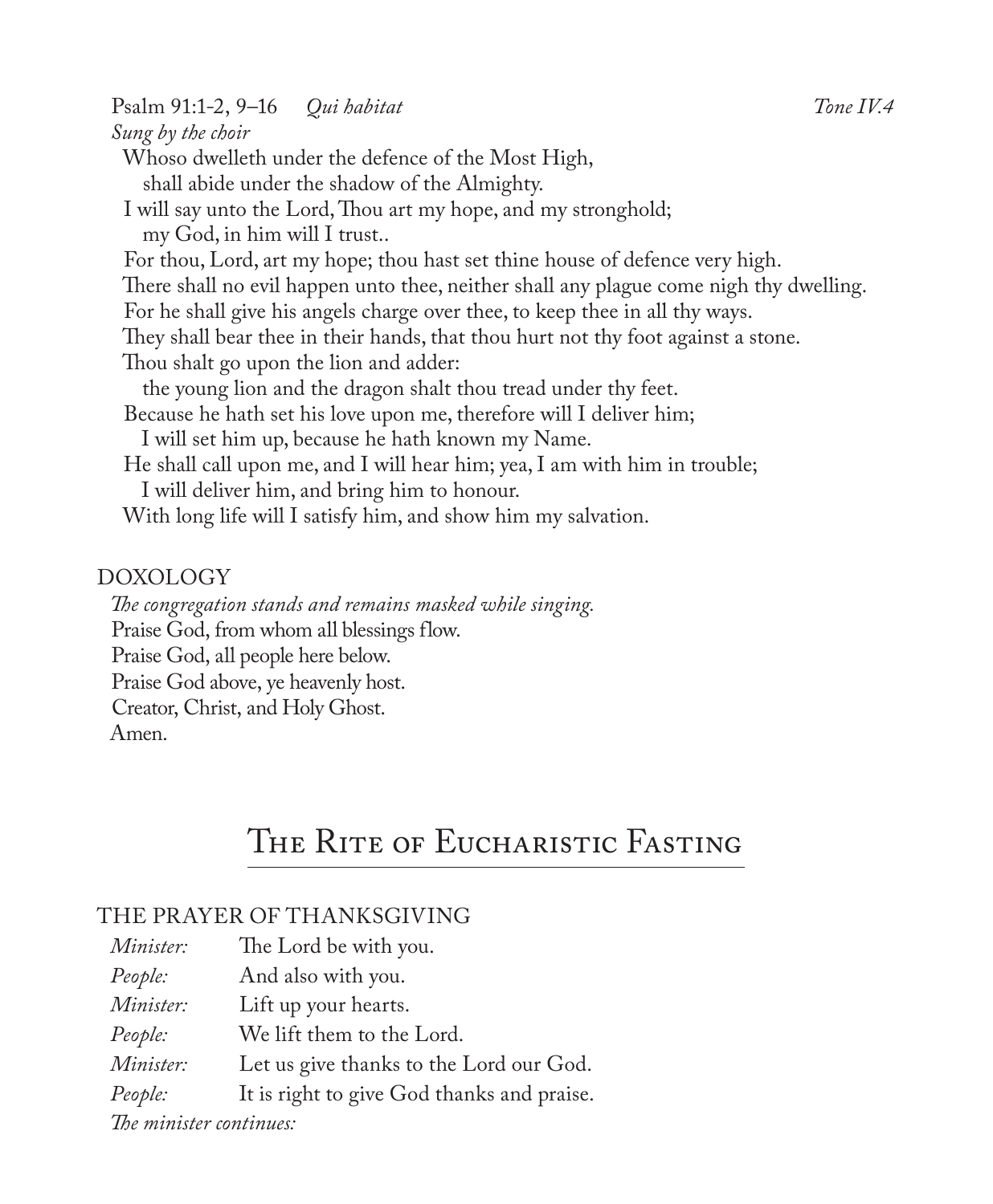Psalm 91:1-2, 9–16 *Qui habitat* *Tone IV.4*

*Sung by the choir*

Whoso dwelleth under the defence of the Most High,
  shall abide under the shadow of the Almighty.
I will say unto the Lord, Thou art my hope, and my stronghold;
  my God, in him will I trust..
For thou, Lord, art my hope; thou hast set thine house of defence very high.
There shall no evil happen unto thee, neither shall any plague come nigh thy dwelling.
For he shall give his angels charge over thee, to keep thee in all thy ways.
They shall bear thee in their hands, that thou hurt not thy foot against a stone.
Thou shalt go upon the lion and adder:
  the young lion and the dragon shalt thou tread under thy feet.
Because he hath set his love upon me, therefore will I deliver him;
  I will set him up, because he hath known my Name.
He shall call upon me, and I will hear him; yea, I am with him in trouble;
  I will deliver him, and bring him to honour.
With long life will I satisfy him, and show him my salvation.

### DOXOLOGY

*The congregation stands and remains masked while singing.*

Praise God, from whom all blessings flow.
Praise God, all people here below.
Praise God above, ye heavenly host.
Creator, Christ, and Holy Ghost.
Amen.

## The Rite of Eucharistic Fasting

### THE PRAYER OF THANKSGIVING

*Minister:* The Lord be with you.
*People:* And also with you.
*Minister:* Lift up your hearts.
*People:* We lift them to the Lord.
*Minister:* Let us give thanks to the Lord our God.
*People:* It is right to give God thanks and praise.

*The minister continues:*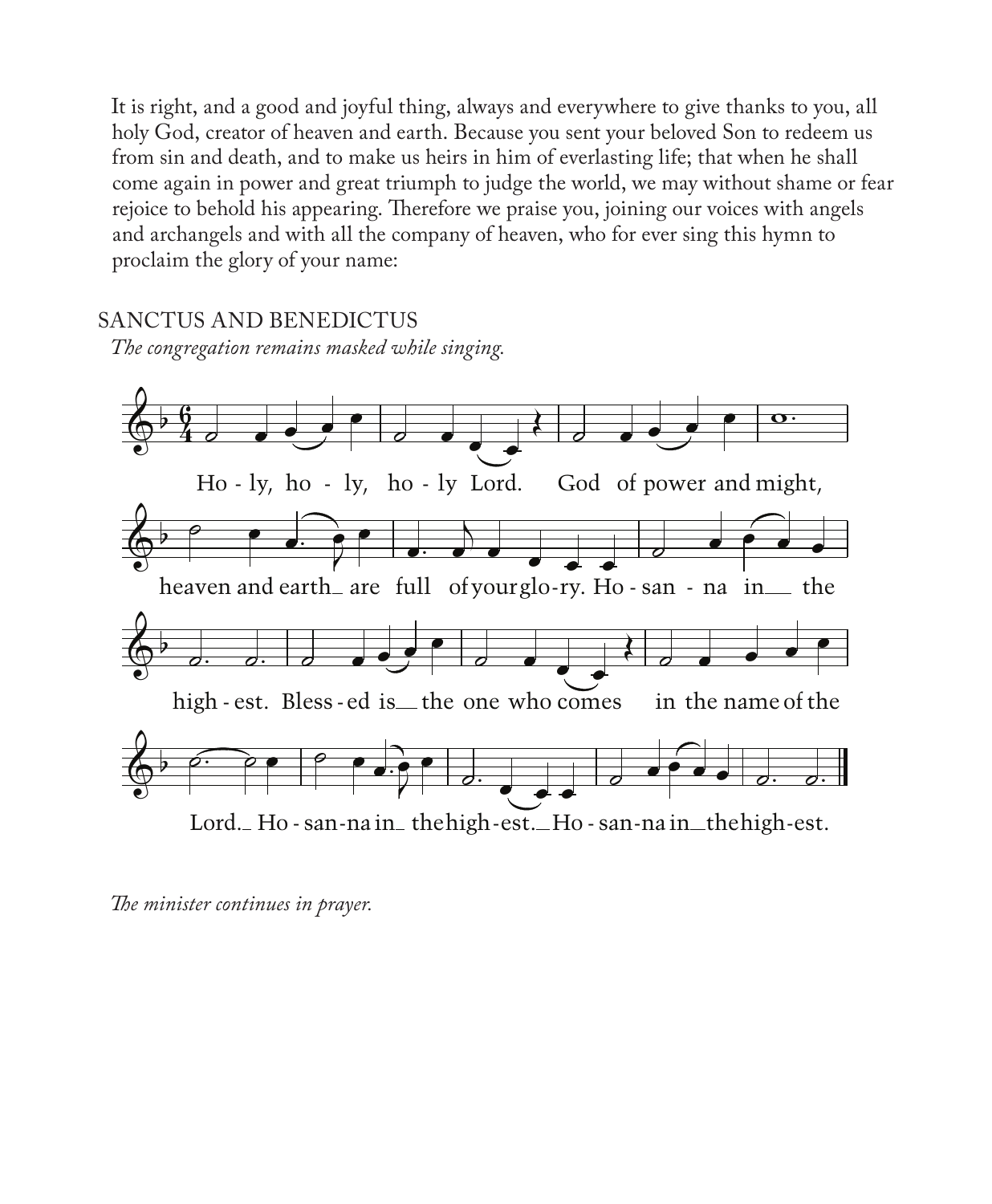It is right, and a good and joyful thing, always and everywhere to give thanks to you, all holy God, creator of heaven and earth. Because you sent your beloved Son to redeem us from sin and death, and to make us heirs in him of everlasting life; that when he shall come again in power and great triumph to judge the world, we may without shame or fear rejoice to behold his appearing. Therefore we praise you, joining our voices with angels and archangels and with all the company of heaven, who for ever sing this hymn to proclaim the glory of your name:

## SANCTUS AND BENEDICTUS

*The congregation remains masked while singing.*

Ho - ly, ho - ly, ho - ly Lord. God of power and might,

heaven and earth_ are full of your glo-ry. Ho - san - na in_ the

high - est. Bless - ed is_ the one who comes in the name of the

Lord._ Ho - san-na in_ the high - est._ Ho - san-na in_ the high-est.

*The minister continues in prayer.*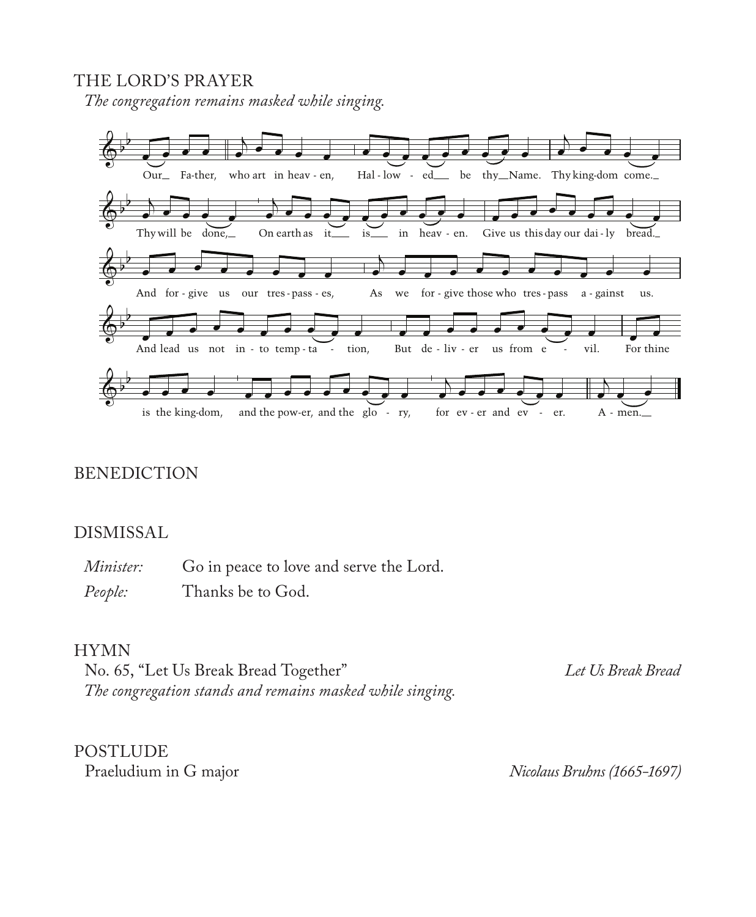## THE LORD'S PRAYER

*The congregation remains masked while singing.*

Our Father, who art in heaven, Hallowed be thy Name. Thy kingdom come. Thy will be done, On earth as it is in heaven. Give us this day our daily bread. And forgive us our trespasses, As we forgive those who trespass against us. And lead us not into temptation, But deliver us from evil. For thine is the kingdom, and the power, and the glory, for ever and ever. Amen.

## BENEDICTION

## DISMISSAL

*Minister:* Go in peace to love and serve the Lord.

*People:* Thanks be to God.

## HYMN

No. 65, "Let Us Break Bread Together" *Let Us Break Bread*

*The congregation stands and remains masked while singing.*

## POSTLUDE

Praeludium in G major *Nicolaus Bruhns (1665–1697)*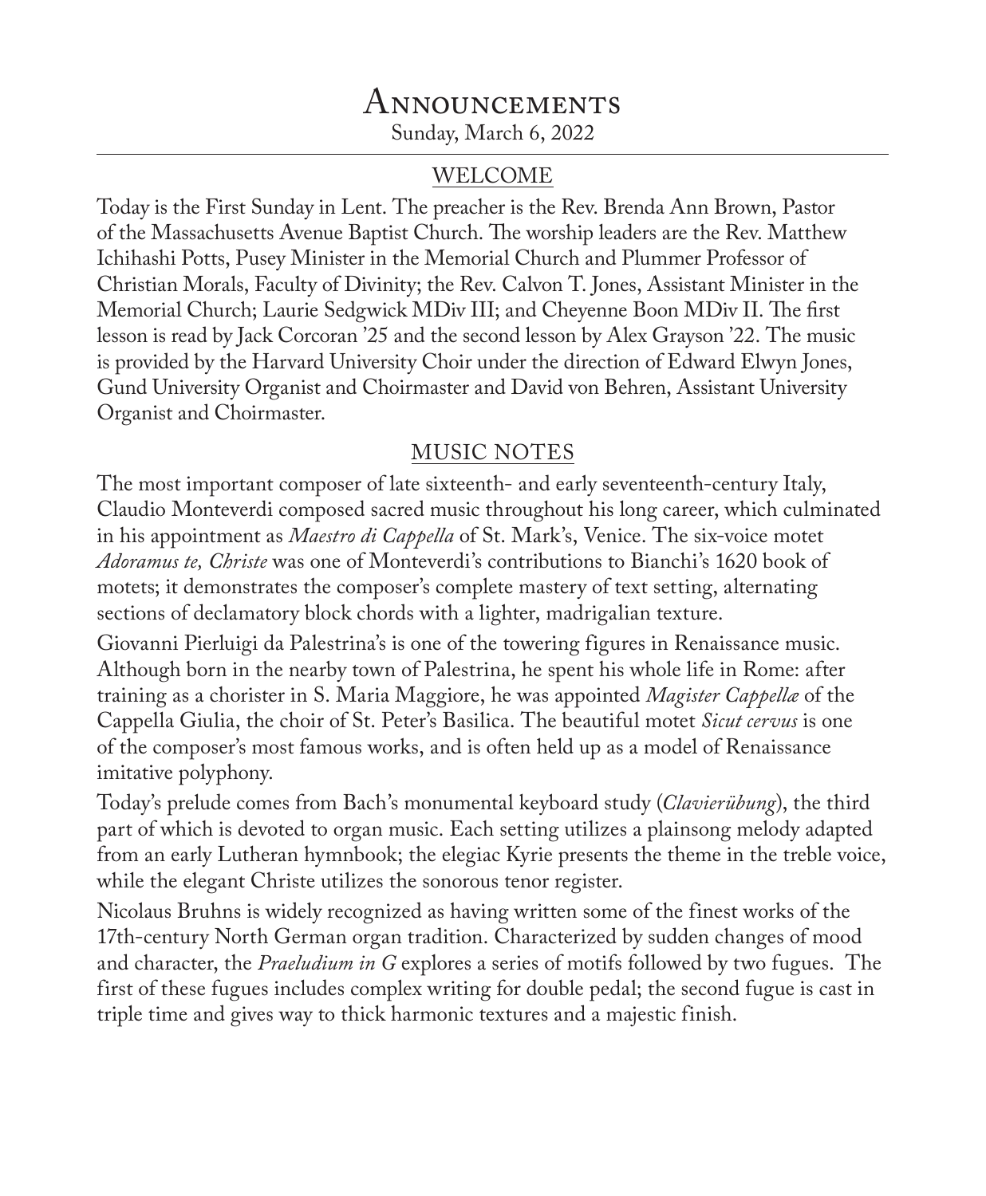# Announcements

Sunday, March 6, 2022

## WELCOME

Today is the First Sunday in Lent. The preacher is the Rev. Brenda Ann Brown, Pastor of the Massachusetts Avenue Baptist Church. The worship leaders are the Rev. Matthew Ichihashi Potts, Pusey Minister in the Memorial Church and Plummer Professor of Christian Morals, Faculty of Divinity; the Rev. Calvon T. Jones, Assistant Minister in the Memorial Church; Laurie Sedgwick MDiv III; and Cheyenne Boon MDiv II. The first lesson is read by Jack Corcoran '25 and the second lesson by Alex Grayson '22. The music is provided by the Harvard University Choir under the direction of Edward Elwyn Jones, Gund University Organist and Choirmaster and David von Behren, Assistant University Organist and Choirmaster.

## MUSIC NOTES

The most important composer of late sixteenth- and early seventeenth-century Italy, Claudio Monteverdi composed sacred music throughout his long career, which culminated in his appointment as *Maestro di Cappella* of St. Mark's, Venice. The six-voice motet *Adoramus te, Christe* was one of Monteverdi's contributions to Bianchi's 1620 book of motets; it demonstrates the composer's complete mastery of text setting, alternating sections of declamatory block chords with a lighter, madrigalian texture.

Giovanni Pierluigi da Palestrina's is one of the towering figures in Renaissance music. Although born in the nearby town of Palestrina, he spent his whole life in Rome: after training as a chorister in S. Maria Maggiore, he was appointed *Magister Cappellæ* of the Cappella Giulia, the choir of St. Peter's Basilica. The beautiful motet *Sicut cervus* is one of the composer's most famous works, and is often held up as a model of Renaissance imitative polyphony.

Today's prelude comes from Bach's monumental keyboard study (*Clavierübung*), the third part of which is devoted to organ music. Each setting utilizes a plainsong melody adapted from an early Lutheran hymnbook; the elegiac Kyrie presents the theme in the treble voice, while the elegant Christe utilizes the sonorous tenor register.

Nicolaus Bruhns is widely recognized as having written some of the finest works of the 17th-century North German organ tradition. Characterized by sudden changes of mood and character, the *Praeludium in G* explores a series of motifs followed by two fugues. The first of these fugues includes complex writing for double pedal; the second fugue is cast in triple time and gives way to thick harmonic textures and a majestic finish.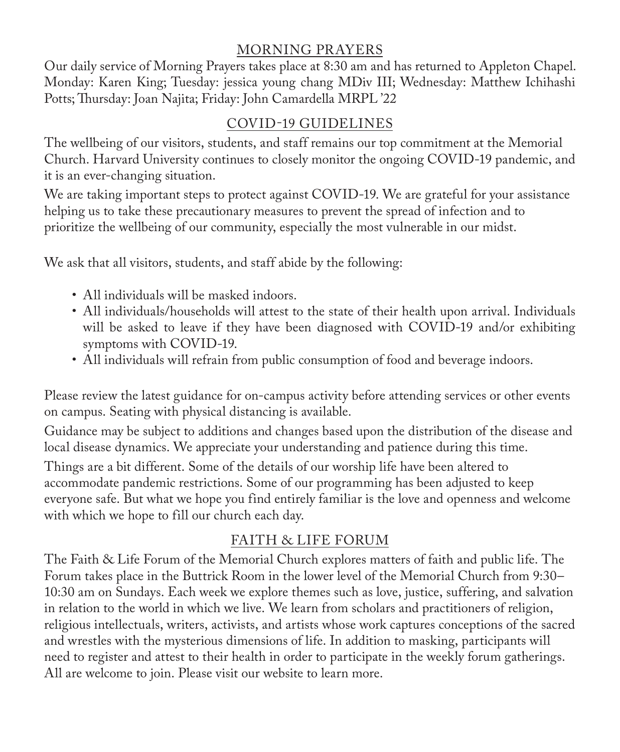## MORNING PRAYERS

Our daily service of Morning Prayers takes place at 8:30 am and has returned to Appleton Chapel. Monday: Karen King; Tuesday: jessica young chang MDiv III; Wednesday: Matthew Ichihashi Potts; Thursday: Joan Najita; Friday: John Camardella MRPL '22

## COVID-19 GUIDELINES

The wellbeing of our visitors, students, and staff remains our top commitment at the Memorial Church. Harvard University continues to closely monitor the ongoing COVID-19 pandemic, and it is an ever-changing situation.

We are taking important steps to protect against COVID-19. We are grateful for your assistance helping us to take these precautionary measures to prevent the spread of infection and to prioritize the wellbeing of our community, especially the most vulnerable in our midst.

We ask that all visitors, students, and staff abide by the following:

- All individuals will be masked indoors.
- All individuals/households will attest to the state of their health upon arrival. Individuals will be asked to leave if they have been diagnosed with COVID-19 and/or exhibiting symptoms with COVID-19.
- All individuals will refrain from public consumption of food and beverage indoors.

Please review the latest guidance for on-campus activity before attending services or other events on campus. Seating with physical distancing is available.

Guidance may be subject to additions and changes based upon the distribution of the disease and local disease dynamics. We appreciate your understanding and patience during this time.

Things are a bit different. Some of the details of our worship life have been altered to accommodate pandemic restrictions. Some of our programming has been adjusted to keep everyone safe. But what we hope you find entirely familiar is the love and openness and welcome with which we hope to fill our church each day.

## FAITH & LIFE FORUM

The Faith & Life Forum of the Memorial Church explores matters of faith and public life. The Forum takes place in the Buttrick Room in the lower level of the Memorial Church from 9:30–10:30 am on Sundays. Each week we explore themes such as love, justice, suffering, and salvation in relation to the world in which we live. We learn from scholars and practitioners of religion, religious intellectuals, writers, activists, and artists whose work captures conceptions of the sacred and wrestles with the mysterious dimensions of life. In addition to masking, participants will need to register and attest to their health in order to participate in the weekly forum gatherings. All are welcome to join. Please visit our website to learn more.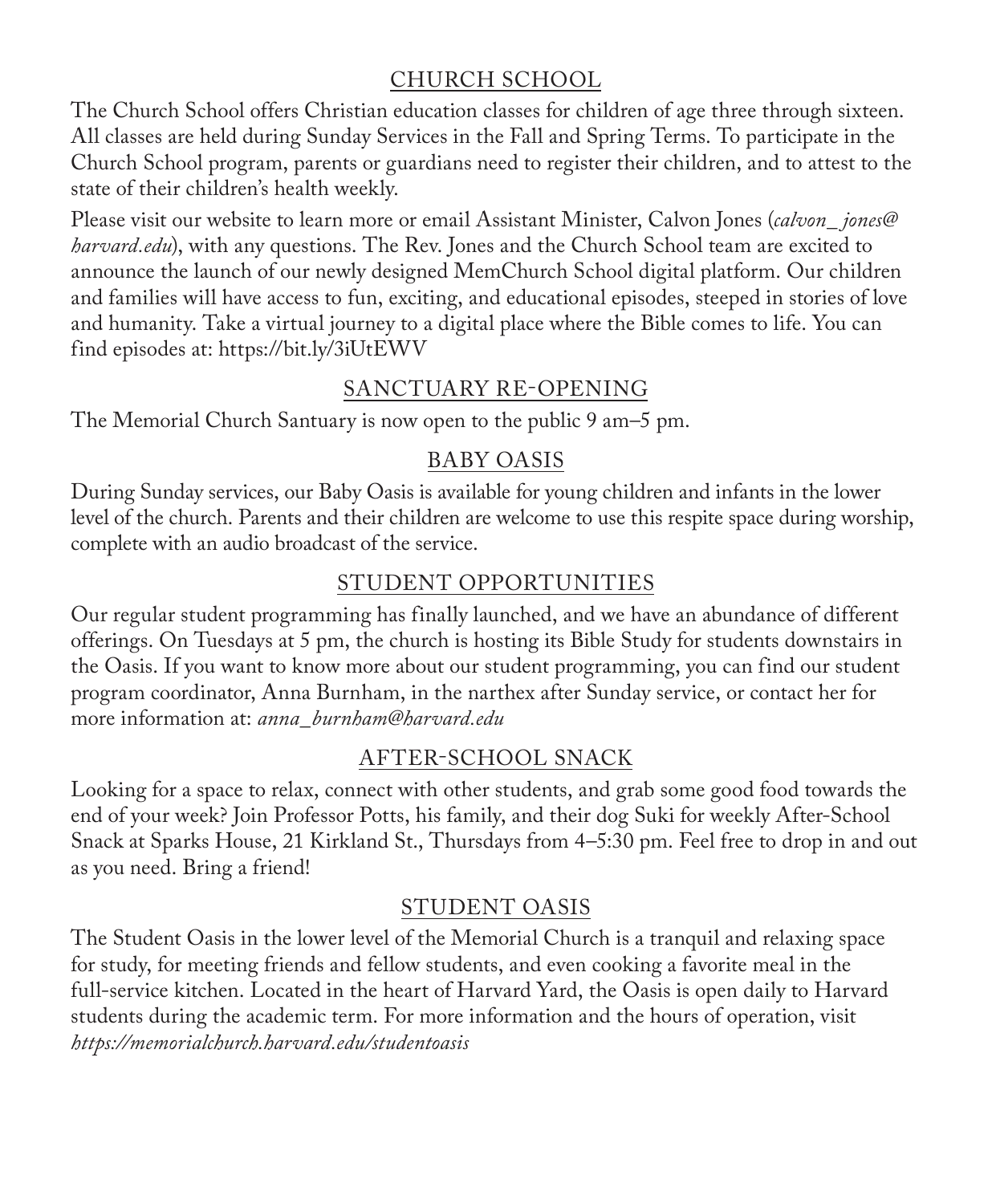## CHURCH SCHOOL

The Church School offers Christian education classes for children of age three through sixteen. All classes are held during Sunday Services in the Fall and Spring Terms. To participate in the Church School program, parents or guardians need to register their children, and to attest to the state of their children's health weekly.

Please visit our website to learn more or email Assistant Minister, Calvon Jones (*calvon_jones@harvard.edu*), with any questions. The Rev. Jones and the Church School team are excited to announce the launch of our newly designed MemChurch School digital platform. Our children and families will have access to fun, exciting, and educational episodes, steeped in stories of love and humanity. Take a virtual journey to a digital place where the Bible comes to life. You can find episodes at: https://bit.ly/3iUtEWV

## SANCTUARY RE-OPENING

The Memorial Church Santuary is now open to the public 9 am–5 pm.

## BABY OASIS

During Sunday services, our Baby Oasis is available for young children and infants in the lower level of the church. Parents and their children are welcome to use this respite space during worship, complete with an audio broadcast of the service.

## STUDENT OPPORTUNITIES

Our regular student programming has finally launched, and we have an abundance of different offerings. On Tuesdays at 5 pm, the church is hosting its Bible Study for students downstairs in the Oasis. If you want to know more about our student programming, you can find our student program coordinator, Anna Burnham, in the narthex after Sunday service, or contact her for more information at: *anna_burnham@harvard.edu*

## AFTER-SCHOOL SNACK

Looking for a space to relax, connect with other students, and grab some good food towards the end of your week? Join Professor Potts, his family, and their dog Suki for weekly After-School Snack at Sparks House, 21 Kirkland St., Thursdays from 4–5:30 pm. Feel free to drop in and out as you need. Bring a friend!

## STUDENT OASIS

The Student Oasis in the lower level of the Memorial Church is a tranquil and relaxing space for study, for meeting friends and fellow students, and even cooking a favorite meal in the full-service kitchen. Located in the heart of Harvard Yard, the Oasis is open daily to Harvard students during the academic term. For more information and the hours of operation, visit *https://memorialchurch.harvard.edu/studentoasis*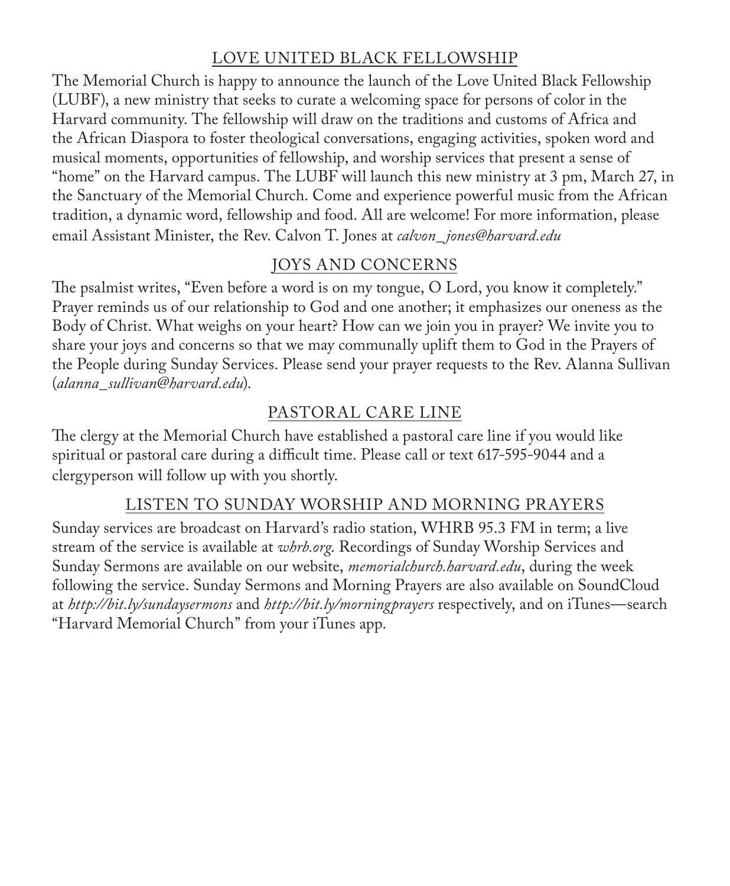## LOVE UNITED BLACK FELLOWSHIP

The Memorial Church is happy to announce the launch of the Love United Black Fellowship (LUBF), a new ministry that seeks to curate a welcoming space for persons of color in the Harvard community. The fellowship will draw on the traditions and customs of Africa and the African Diaspora to foster theological conversations, engaging activities, spoken word and musical moments, opportunities of fellowship, and worship services that present a sense of "home" on the Harvard campus. The LUBF will launch this new ministry at 3 pm, March 27, in the Sanctuary of the Memorial Church. Come and experience powerful music from the African tradition, a dynamic word, fellowship and food. All are welcome! For more information, please email Assistant Minister, the Rev. Calvon T. Jones at *calvon_jones@harvard.edu*

## JOYS AND CONCERNS

The psalmist writes, "Even before a word is on my tongue, O Lord, you know it completely." Prayer reminds us of our relationship to God and one another; it emphasizes our oneness as the Body of Christ. What weighs on your heart? How can we join you in prayer? We invite you to share your joys and concerns so that we may communally uplift them to God in the Prayers of the People during Sunday Services. Please send your prayer requests to the Rev. Alanna Sullivan (*alanna_sullivan@harvard.edu*).

## PASTORAL CARE LINE

The clergy at the Memorial Church have established a pastoral care line if you would like spiritual or pastoral care during a difficult time. Please call or text 617-595-9044 and a clergyperson will follow up with you shortly.

## LISTEN TO SUNDAY WORSHIP AND MORNING PRAYERS

Sunday services are broadcast on Harvard's radio station, WHRB 95.3 FM in term; a live stream of the service is available at *whrb.org*. Recordings of Sunday Worship Services and Sunday Sermons are available on our website, *memorialchurch.harvard.edu*, during the week following the service. Sunday Sermons and Morning Prayers are also available on SoundCloud at *http://bit.ly/sundaysermons* and *http://bit.ly/morningprayers* respectively, and on iTunes—search "Harvard Memorial Church" from your iTunes app.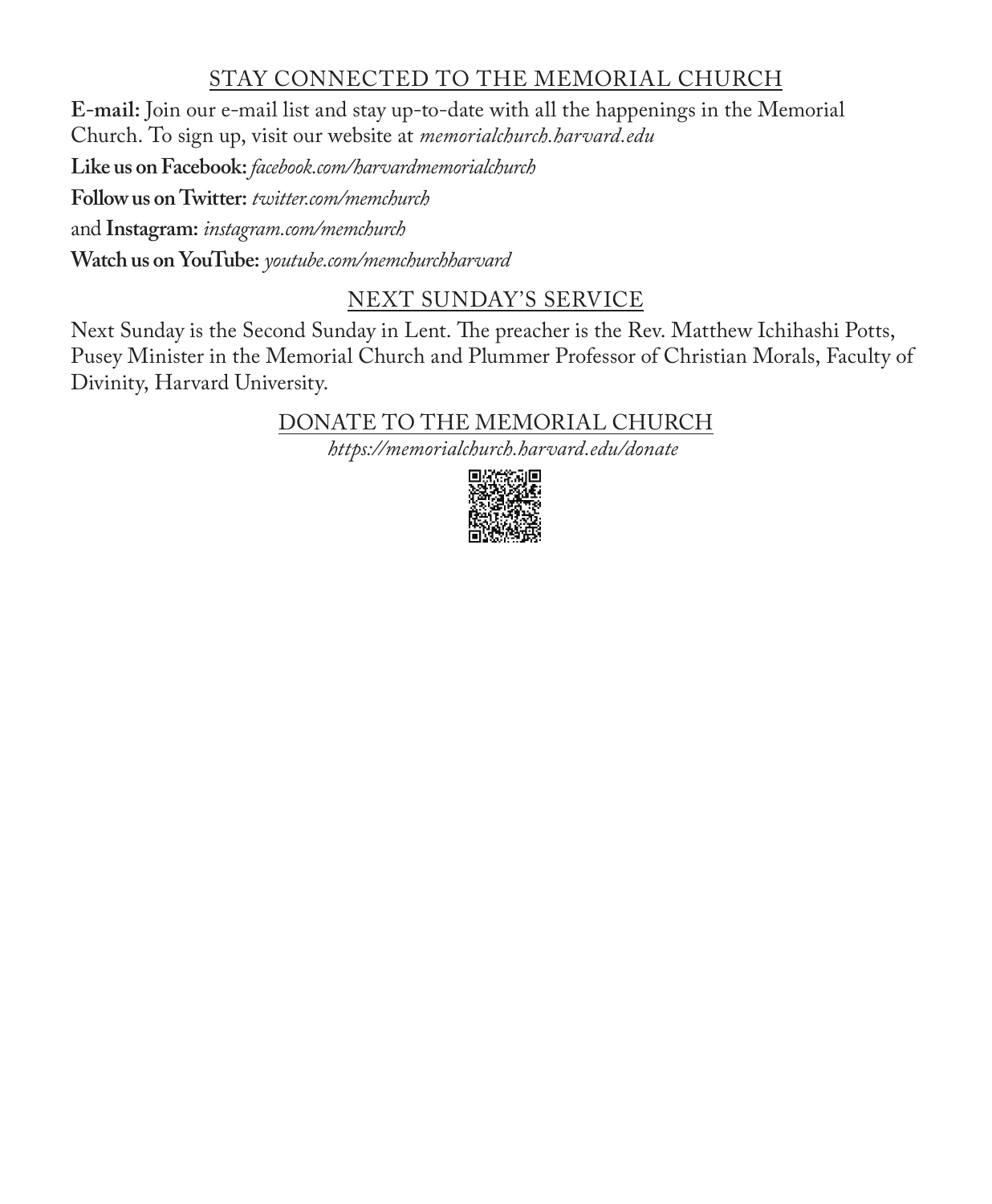## STAY CONNECTED TO THE MEMORIAL CHURCH

**E-mail:** Join our e-mail list and stay up-to-date with all the happenings in the Memorial Church. To sign up, visit our website at *memorialchurch.harvard.edu*

**Like us on Facebook:** *facebook.com/harvardmemorialchurch*

**Follow us on Twitter:** *twitter.com/memchurch*

and **Instagram:** *instagram.com/memchurch*

**Watch us on YouTube:** *youtube.com/memchurchharvard*

## NEXT SUNDAY'S SERVICE

Next Sunday is the Second Sunday in Lent. The preacher is the Rev. Matthew Ichihashi Potts, Pusey Minister in the Memorial Church and Plummer Professor of Christian Morals, Faculty of Divinity, Harvard University.

## DONATE TO THE MEMORIAL CHURCH

*https://memorialchurch.harvard.edu/donate*